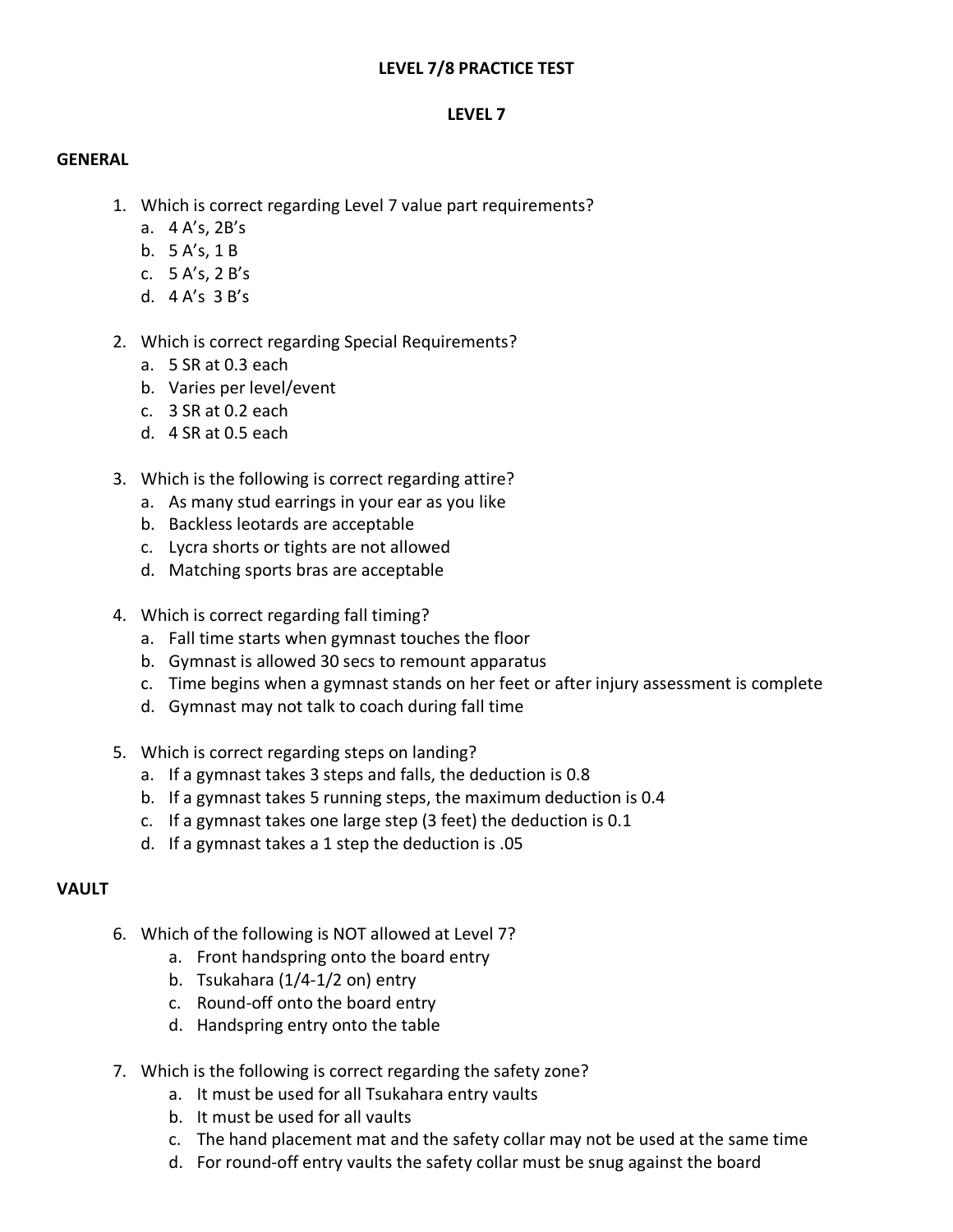# LEVEL 7/8 PRACTICE TEST

## LEVEL 7

### GENERAL

1. Which is correct regarding Level 7 value part requirements?
   a. 4 A's, 2B's
   b. 5 A's, 1 B
   c. 5 A's, 2 B's
   d. 4 A's 3 B's

2. Which is correct regarding Special Requirements?
   a. 5 SR at 0.3 each
   b. Varies per level/event
   c. 3 SR at 0.2 each
   d. 4 SR at 0.5 each

3. Which is the following is correct regarding attire?
   a. As many stud earrings in your ear as you like
   b. Backless leotards are acceptable
   c. Lycra shorts or tights are not allowed
   d. Matching sports bras are acceptable

4. Which is correct regarding fall timing?
   a. Fall time starts when gymnast touches the floor
   b. Gymnast is allowed 30 secs to remount apparatus
   c. Time begins when a gymnast stands on her feet or after injury assessment is complete
   d. Gymnast may not talk to coach during fall time

5. Which is correct regarding steps on landing?
   a. If a gymnast takes 3 steps and falls, the deduction is 0.8
   b. If a gymnast takes 5 running steps, the maximum deduction is 0.4
   c. If a gymnast takes one large step (3 feet) the deduction is 0.1
   d. If a gymnast takes a 1 step the deduction is .05

### VAULT

6. Which of the following is NOT allowed at Level 7?
   a. Front handspring onto the board entry
   b. Tsukahara (1/4-1/2 on) entry
   c. Round-off onto the board entry
   d. Handspring entry onto the table

7. Which is the following is correct regarding the safety zone?
   a. It must be used for all Tsukahara entry vaults
   b. It must be used for all vaults
   c. The hand placement mat and the safety collar may not be used at the same time
   d. For round-off entry vaults the safety collar must be snug against the board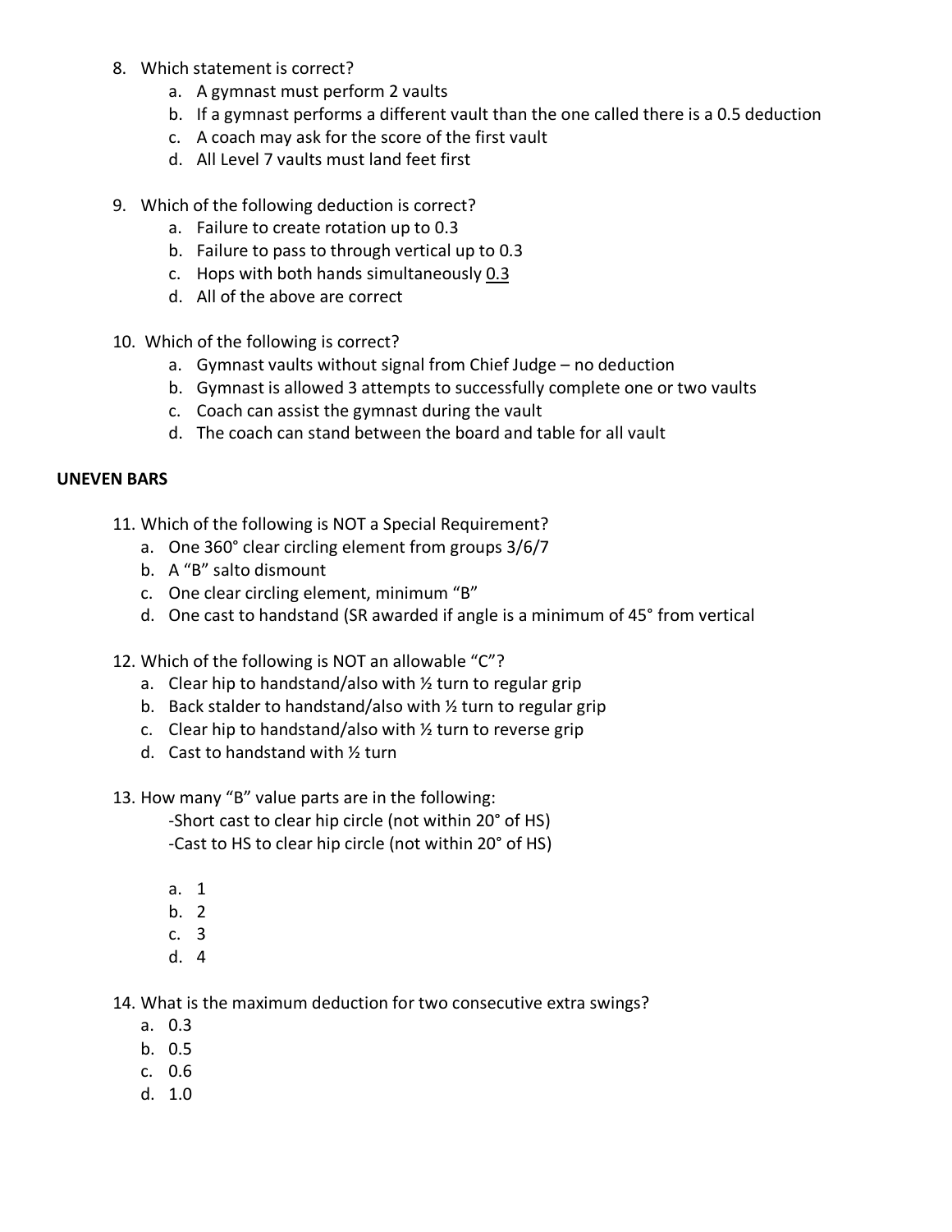8. Which statement is correct?
    a. A gymnast must perform 2 vaults
    b. If a gymnast performs a different vault than the one called there is a 0.5 deduction
    c. A coach may ask for the score of the first vault
    d. All Level 7 vaults must land feet first

9. Which of the following deduction is correct?
    a. Failure to create rotation up to 0.3
    b. Failure to pass to through vertical up to 0.3
    c. Hops with both hands simultaneously <u>0.3</u>
    d. All of the above are correct

10. Which of the following is correct?
    a. Gymnast vaults without signal from Chief Judge – no deduction
    b. Gymnast is allowed 3 attempts to successfully complete one or two vaults
    c. Coach can assist the gymnast during the vault
    d. The coach can stand between the board and table for all vault

**UNEVEN BARS**

11. Which of the following is NOT a Special Requirement?
    a. One 360° clear circling element from groups 3/6/7
    b. A "B" salto dismount
    c. One clear circling element, minimum "B"
    d. One cast to handstand (SR awarded if angle is a minimum of 45° from vertical

12. Which of the following is NOT an allowable "C"?
    a. Clear hip to handstand/also with ½ turn to regular grip
    b. Back stalder to handstand/also with ½ turn to regular grip
    c. Clear hip to handstand/also with ½ turn to reverse grip
    d. Cast to handstand with ½ turn

13. How many "B" value parts are in the following:
    -Short cast to clear hip circle (not within 20° of HS)
    -Cast to HS to clear hip circle (not within 20° of HS)

    a. 1
    b. 2
    c. 3
    d. 4

14. What is the maximum deduction for two consecutive extra swings?
    a. 0.3
    b. 0.5
    c. 0.6
    d. 1.0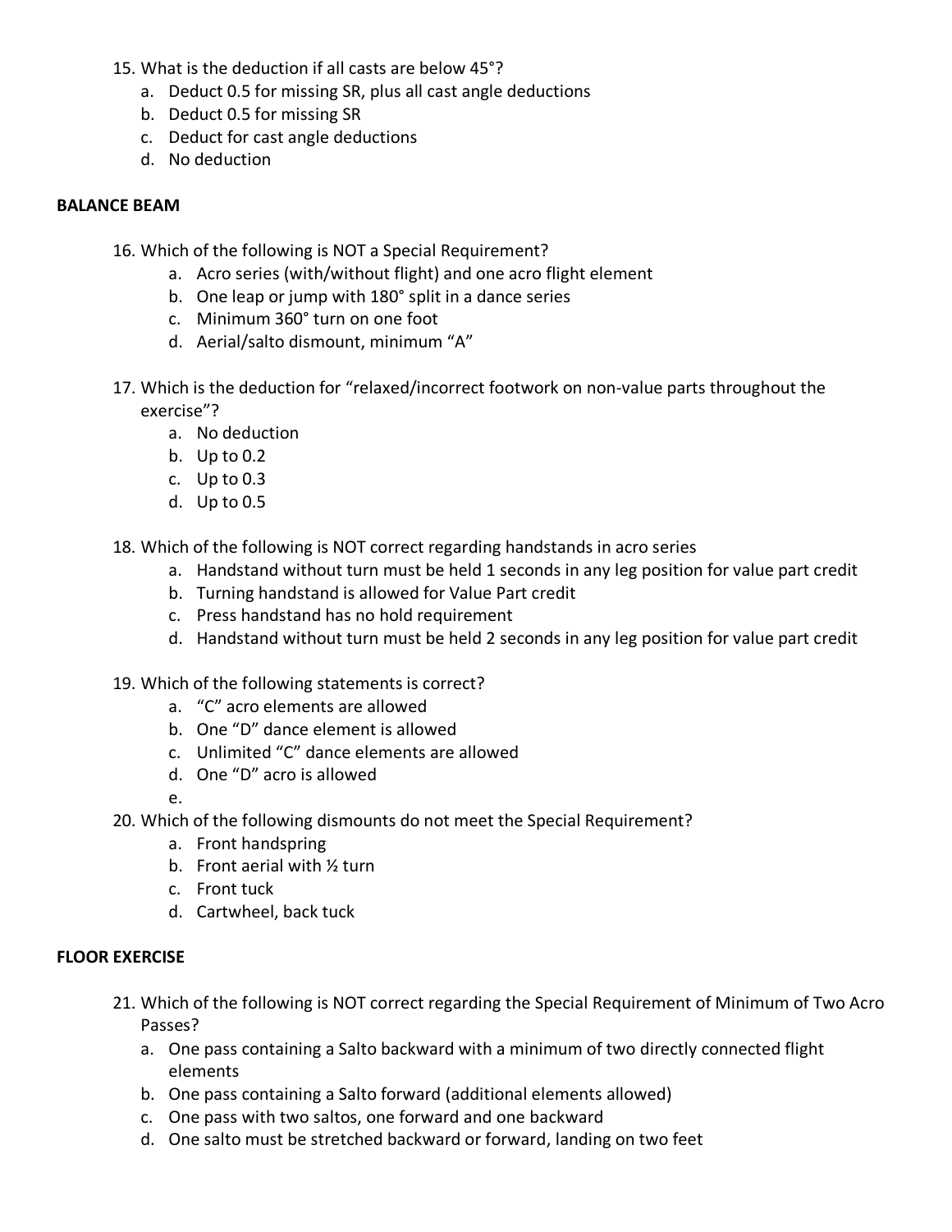15. What is the deduction if all casts are below 45°?
    a. Deduct 0.5 for missing SR, plus all cast angle deductions
    b. Deduct 0.5 for missing SR
    c. Deduct for cast angle deductions
    d. No deduction

**BALANCE BEAM**

16. Which of the following is NOT a Special Requirement?
    a. Acro series (with/without flight) and one acro flight element
    b. One leap or jump with 180° split in a dance series
    c. Minimum 360° turn on one foot
    d. Aerial/salto dismount, minimum "A"

17. Which is the deduction for "relaxed/incorrect footwork on non-value parts throughout the exercise"?
    a. No deduction
    b. Up to 0.2
    c. Up to 0.3
    d. Up to 0.5

18. Which of the following is NOT correct regarding handstands in acro series
    a. Handstand without turn must be held 1 seconds in any leg position for value part credit
    b. Turning handstand is allowed for Value Part credit
    c. Press handstand has no hold requirement
    d. Handstand without turn must be held 2 seconds in any leg position for value part credit

19. Which of the following statements is correct?
    a. "C" acro elements are allowed
    b. One "D" dance element is allowed
    c. Unlimited "C" dance elements are allowed
    d. One "D" acro is allowed
    e.

20. Which of the following dismounts do not meet the Special Requirement?
    a. Front handspring
    b. Front aerial with ½ turn
    c. Front tuck
    d. Cartwheel, back tuck

**FLOOR EXERCISE**

21. Which of the following is NOT correct regarding the Special Requirement of Minimum of Two Acro Passes?
    a. One pass containing a Salto backward with a minimum of two directly connected flight elements
    b. One pass containing a Salto forward (additional elements allowed)
    c. One pass with two saltos, one forward and one backward
    d. One salto must be stretched backward or forward, landing on two feet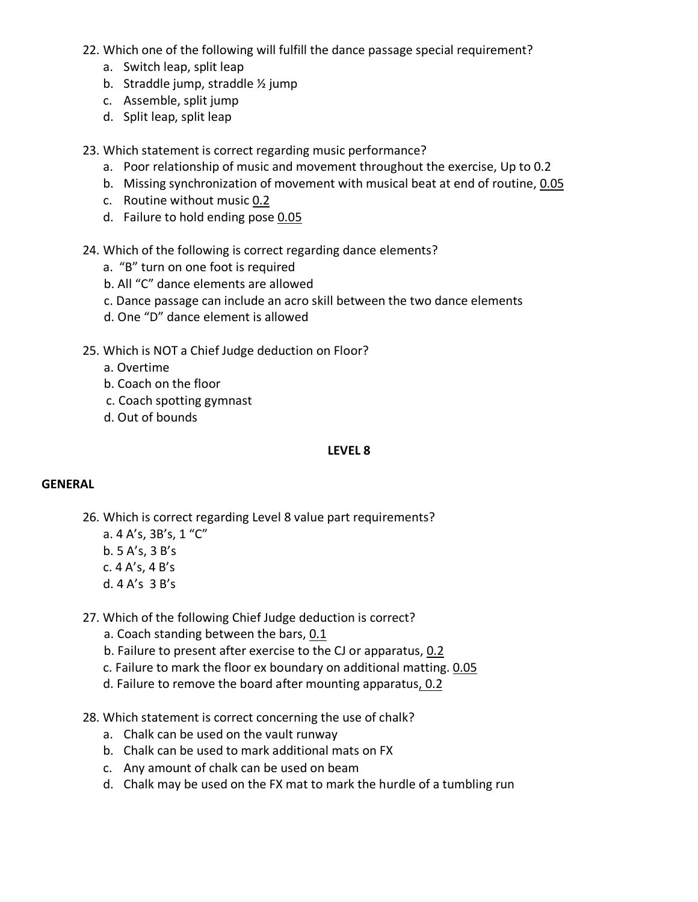22. Which one of the following will fulfill the dance passage special requirement?
    a. Switch leap, split leap
    b. Straddle jump, straddle ½ jump
    c. Assemble, split jump
    d. Split leap, split leap

23. Which statement is correct regarding music performance?
    a. Poor relationship of music and movement throughout the exercise, Up to 0.2
    b. Missing synchronization of movement with musical beat at end of routine, 0.05
    c. Routine without music 0.2
    d. Failure to hold ending pose 0.05

24. Which of the following is correct regarding dance elements?
    a. "B" turn on one foot is required
    b. All "C" dance elements are allowed
    c. Dance passage can include an acro skill between the two dance elements
    d. One "D" dance element is allowed

25. Which is NOT a Chief Judge deduction on Floor?
    a. Overtime
    b. Coach on the floor
    c. Coach spotting gymnast
    d. Out of bounds

## LEVEL 8

### GENERAL

26. Which is correct regarding Level 8 value part requirements?
    a. 4 A's, 3B's, 1 "C"
    b. 5 A's, 3 B's
    c. 4 A's, 4 B's
    d. 4 A's 3 B's

27. Which of the following Chief Judge deduction is correct?
    a. Coach standing between the bars, 0.1
    b. Failure to present after exercise to the CJ or apparatus, 0.2
    c. Failure to mark the floor ex boundary on additional matting. 0.05
    d. Failure to remove the board after mounting apparatus, 0.2

28. Which statement is correct concerning the use of chalk?
    a. Chalk can be used on the vault runway
    b. Chalk can be used to mark additional mats on FX
    c. Any amount of chalk can be used on beam
    d. Chalk may be used on the FX mat to mark the hurdle of a tumbling run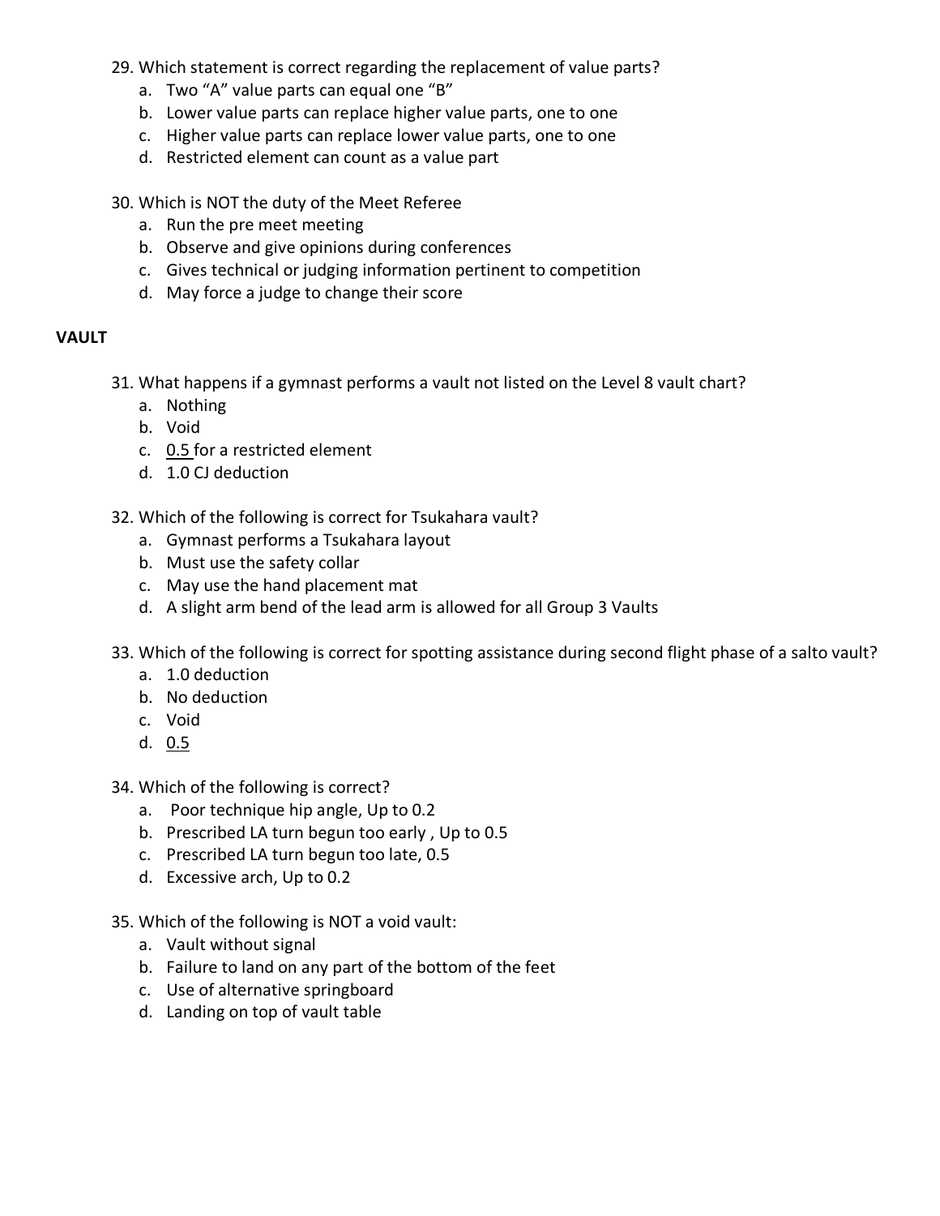29. Which statement is correct regarding the replacement of value parts?
    a. Two "A" value parts can equal one "B"
    b. Lower value parts can replace higher value parts, one to one
    c. Higher value parts can replace lower value parts, one to one
    d. Restricted element can count as a value part

30. Which is NOT the duty of the Meet Referee
    a. Run the pre meet meeting
    b. Observe and give opinions during conferences
    c. Gives technical or judging information pertinent to competition
    d. May force a judge to change their score

**VAULT**

31. What happens if a gymnast performs a vault not listed on the Level 8 vault chart?
    a. Nothing
    b. Void
    c. 0.5 for a restricted element
    d. 1.0 CJ deduction

32. Which of the following is correct for Tsukahara vault?
    a. Gymnast performs a Tsukahara layout
    b. Must use the safety collar
    c. May use the hand placement mat
    d. A slight arm bend of the lead arm is allowed for all Group 3 Vaults

33. Which of the following is correct for spotting assistance during second flight phase of a salto vault?
    a. 1.0 deduction
    b. No deduction
    c. Void
    d. 0.5

34. Which of the following is correct?
    a. Poor technique hip angle, Up to 0.2
    b. Prescribed LA turn begun too early , Up to 0.5
    c. Prescribed LA turn begun too late, 0.5
    d. Excessive arch, Up to 0.2

35. Which of the following is NOT a void vault:
    a. Vault without signal
    b. Failure to land on any part of the bottom of the feet
    c. Use of alternative springboard
    d. Landing on top of vault table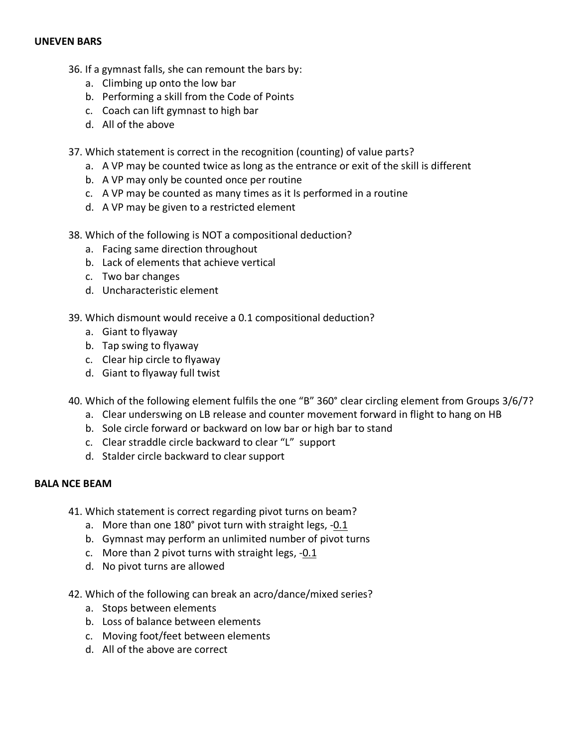**UNEVEN BARS**

36. If a gymnast falls, she can remount the bars by:
    a. Climbing up onto the low bar
    b. Performing a skill from the Code of Points
    c. Coach can lift gymnast to high bar
    d. All of the above

37. Which statement is correct in the recognition (counting) of value parts?
    a. A VP may be counted twice as long as the entrance or exit of the skill is different
    b. A VP may only be counted once per routine
    c. A VP may be counted as many times as it Is performed in a routine
    d. A VP may be given to a restricted element

38. Which of the following is NOT a compositional deduction?
    a. Facing same direction throughout
    b. Lack of elements that achieve vertical
    c. Two bar changes
    d. Uncharacteristic element

39. Which dismount would receive a 0.1 compositional deduction?
    a. Giant to flyaway
    b. Tap swing to flyaway
    c. Clear hip circle to flyaway
    d. Giant to flyaway full twist

40. Which of the following element fulfils the one "B" 360° clear circling element from Groups 3/6/7?
    a. Clear underswing on LB release and counter movement forward in flight to hang on HB
    b. Sole circle forward or backward on low bar or high bar to stand
    c. Clear straddle circle backward to clear "L" support
    d. Stalder circle backward to clear support

**BALA NCE BEAM**

41. Which statement is correct regarding pivot turns on beam?
    a. More than one 180° pivot turn with straight legs, -0.1
    b. Gymnast may perform an unlimited number of pivot turns
    c. More than 2 pivot turns with straight legs, -0.1
    d. No pivot turns are allowed

42. Which of the following can break an acro/dance/mixed series?
    a. Stops between elements
    b. Loss of balance between elements
    c. Moving foot/feet between elements
    d. All of the above are correct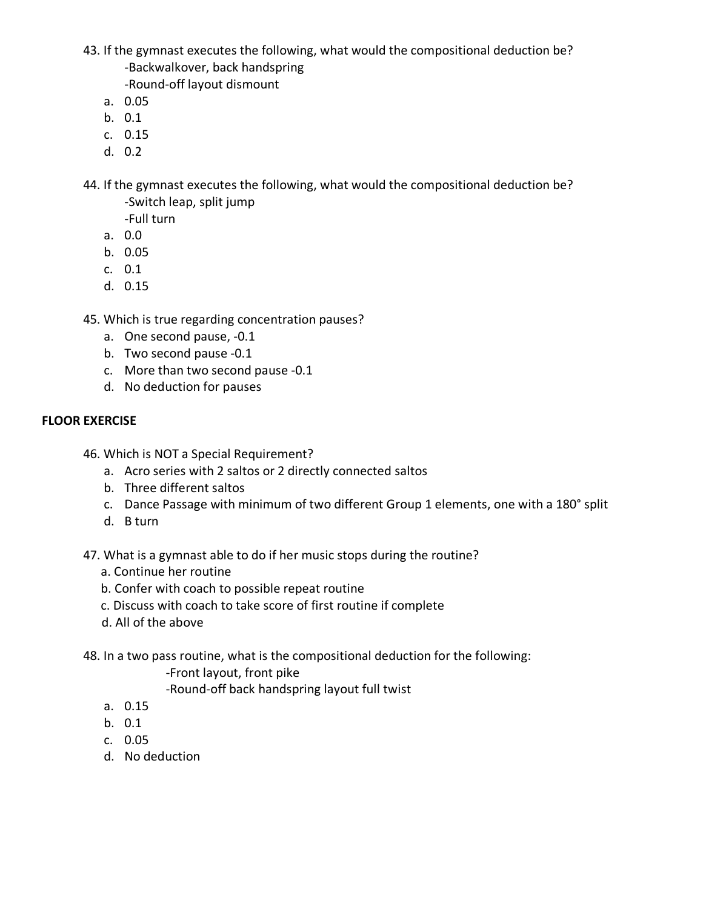43. If the gymnast executes the following, what would the compositional deduction be?
    -Backwalkover, back handspring
    -Round-off layout dismount
    a. 0.05
    b. 0.1
    c. 0.15
    d. 0.2

44. If the gymnast executes the following, what would the compositional deduction be?
    -Switch leap, split jump
    -Full turn
    a. 0.0
    b. 0.05
    c. 0.1
    d. 0.15

45. Which is true regarding concentration pauses?
    a. One second pause, -0.1
    b. Two second pause -0.1
    c. More than two second pause -0.1
    d. No deduction for pauses

**FLOOR EXERCISE**

46. Which is NOT a Special Requirement?
    a. Acro series with 2 saltos or 2 directly connected saltos
    b. Three different saltos
    c. Dance Passage with minimum of two different Group 1 elements, one with a 180° split
    d. B turn

47. What is a gymnast able to do if her music stops during the routine?
    a. Continue her routine
    b. Confer with coach to possible repeat routine
    c. Discuss with coach to take score of first routine if complete
    d. All of the above

48. In a two pass routine, what is the compositional deduction for the following:
    -Front layout, front pike
    -Round-off back handspring layout full twist
    a. 0.15
    b. 0.1
    c. 0.05
    d. No deduction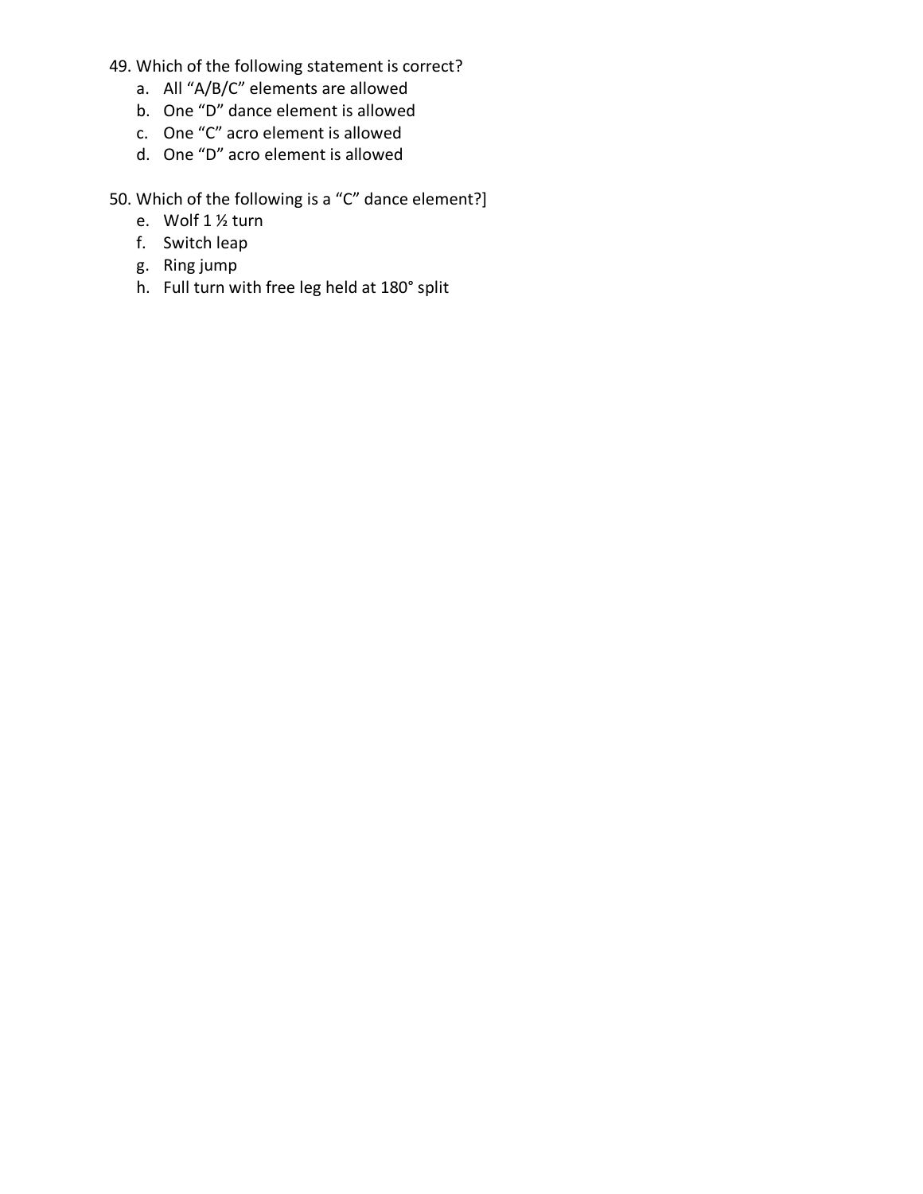49. Which of the following statement is correct?
    a. All "A/B/C" elements are allowed
    b. One "D" dance element is allowed
    c. One "C" acro element is allowed
    d. One "D" acro element is allowed

50. Which of the following is a "C" dance element?]
    e. Wolf 1 ½ turn
    f. Switch leap
    g. Ring jump
    h. Full turn with free leg held at 180° split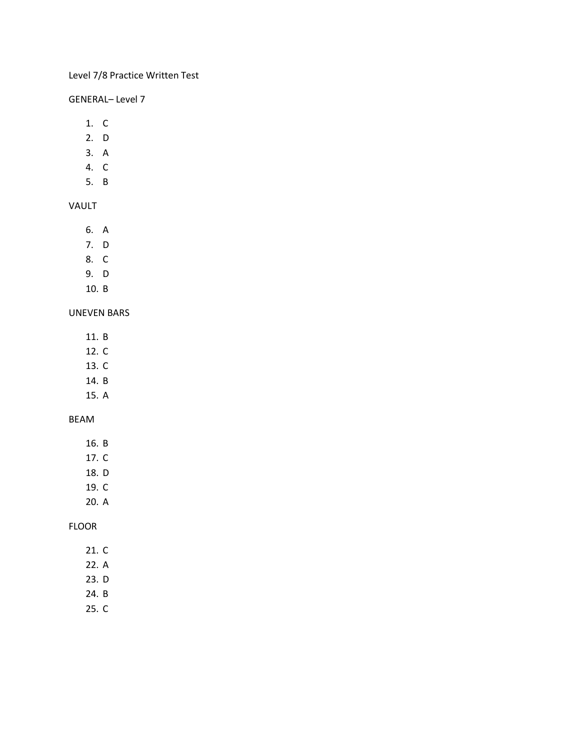Level 7/8 Practice Written Test

GENERAL– Level 7

1. C
2. D
3. A
4. C
5. B

VAULT

6. A
7. D
8. C
9. D
10. B

UNEVEN BARS

11. B
12. C
13. C
14. B
15. A

BEAM

16. B
17. C
18. D
19. C
20. A

FLOOR

21. C
22. A
23. D
24. B
25. C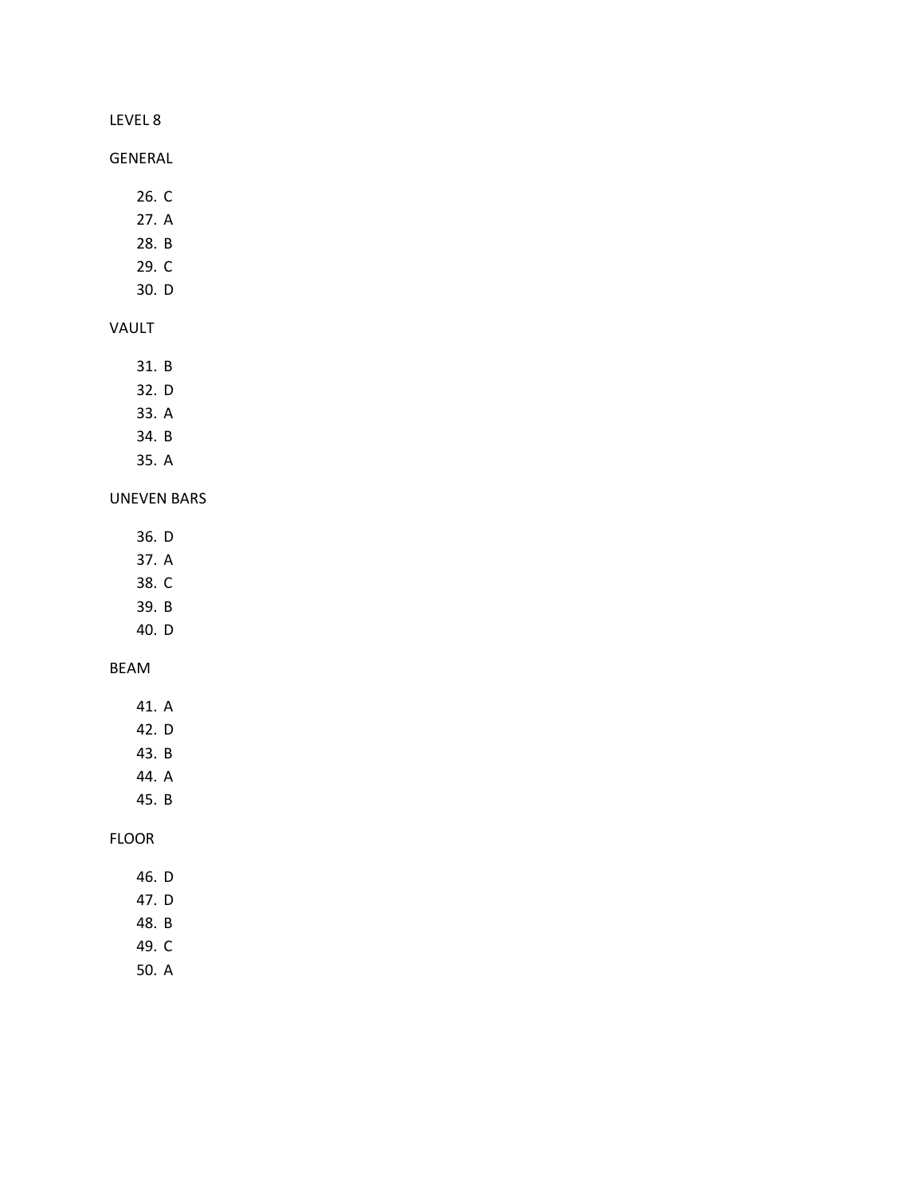LEVEL 8

GENERAL

26. C
27. A
28. B
29. C
30. D

VAULT

31. B
32. D
33. A
34. B
35. A

UNEVEN BARS

36. D
37. A
38. C
39. B
40. D

BEAM

41. A
42. D
43. B
44. A
45. B

FLOOR

46. D
47. D
48. B
49. C
50. A